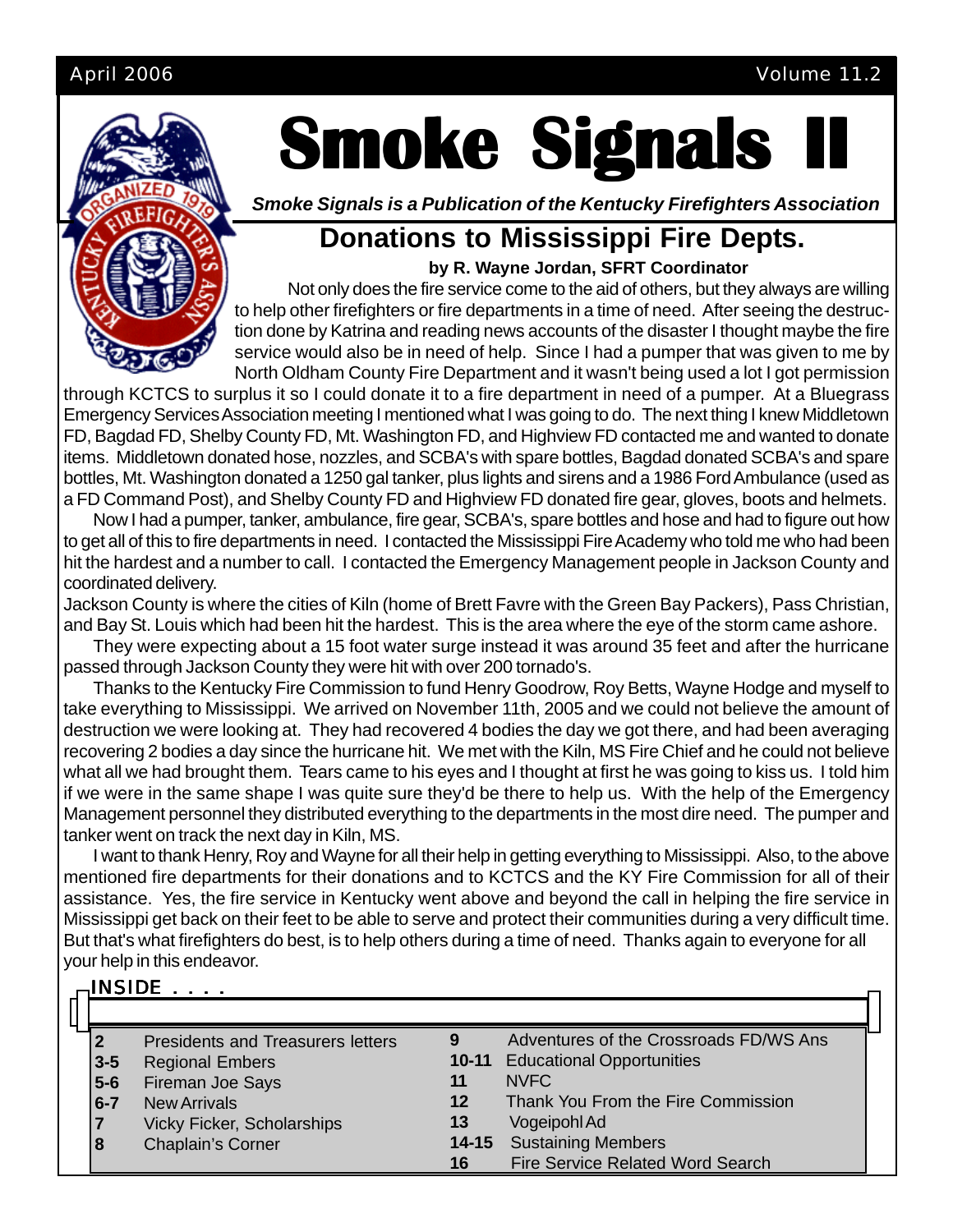# Smoke Signals II

*Smoke Signals is a Publication of the Kentucky Firefighters Association*

## Donations to Mississippi Fire Depts.

**by R. Wayne Jordan, SFRT Coordinator**

Not only does the fire service come to the aid of others, but they always are willing to help other firefighters or fire departments in a time of need. After seeing the destruction done by Katrina and reading news accounts of the disaster I thought maybe the fire service would also be in need of help. Since I had a pumper that was given to me by North Oldham County Fire Department and it wasn't being used a lot I got permission through KCTCS to surplus it so I could donate it to a fire department in need of a pumper. At a Bluegrass Emergency Services Association meeting I mentioned what I was going to do. The next thing I knew Middletown FD, Bagdad FD, Shelby County FD, Mt. Washington FD, and Highview FD contacted me and wanted to donate items. Middletown donated hose, nozzles, and SCBA's with spare bottles, Bagdad donated SCBA's and spare bottles, Mt. Washington donated a 1250 gal tanker, plus lights and sirens and a 1986 Ford Ambulance (used as a FD Command Post), and Shelby County FD and Highview FD donated fire gear, gloves, boots and helmets.

Now I had a pumper, tanker, ambulance, fire gear, SCBA's, spare bottles and hose and had to figure out how to get all of this to fire departments in need. I contacted the Mississippi Fire Academy who told me who had been hit the hardest and a number to call. I contacted the Emergency Management people in Jackson County and coordinated delivery.

Jackson County is where the cities of Kiln (home of Brett Favre with the Green Bay Packers), Pass Christian, and Bay St. Louis which had been hit the hardest. This is the area where the eye of the storm came ashore.

They were expecting about a 15 foot water surge instead it was around 35 feet and after the hurricane passed through Jackson County they were hit with over 200 tornado's.

Thanks to the Kentucky Fire Commission to fund Henry Goodrow, Roy Betts, Wayne Hodge and myself to take everything to Mississippi. We arrived on November 11th, 2005 and we could not believe the amount of destruction we were looking at. They had recovered 4 bodies the day we got there, and had been averaging recovering 2 bodies a day since the hurricane hit. We met with the Kiln, MS Fire Chief and he could not believe what all we had brought them. Tears came to his eyes and I thought at first he was going to kiss us. I told him if we were in the same shape I was quite sure they'd be there to help us. With the help of the Emergency Management personnel they distributed everything to the departments in the most dire need. The pumper and tanker went on track the next day in Kiln, MS.

I want to thank Henry, Roy and Wayne for all their help in getting everything to Mississippi. Also, to the above mentioned fire departments for their donations and to KCTCS and the KY Fire Commission for all of their assistance. Yes, the fire service in Kentucky went above and beyond the call in helping the fire service in Mississippi get back on their feet to be able to serve and protect their communities during a very difficult time. But that's what firefighters do best, is to help others during a time of need. Thanks again to everyone for all your help in this endeavor.

### INSIDE . . . .

| Page | Contents | Page | Contents |
|---|---|---|---|
| **2** | Presidents and Treasurers letters | **9** | Adventures of the Crossroads FD/WS Ans |
| **3-5** | Regional Embers | **10-11** | Educational Opportunities |
| **5-6** | Fireman Joe Says | **11** | NVFC |
| **6-7** | New Arrivals | **12** | Thank You From the Fire Commission |
| **7** | Vicky Ficker, Scholarships | **13** | Vogeipohl Ad |
| **8** | Chaplain's Corner | **14-15** | Sustaining Members |
| | | **16** | Fire Service Related Word Search |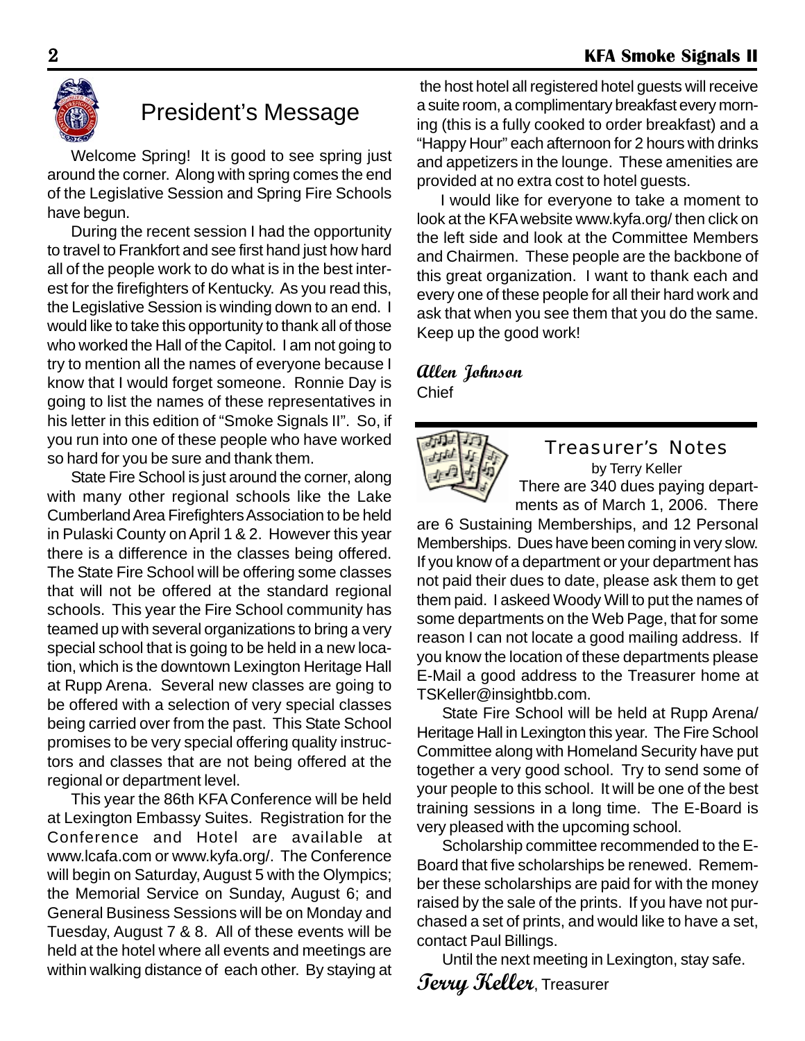## President's Message

Welcome Spring! It is good to see spring just around the corner. Along with spring comes the end of the Legislative Session and Spring Fire Schools have begun.

During the recent session I had the opportunity to travel to Frankfort and see first hand just how hard all of the people work to do what is in the best interest for the firefighters of Kentucky. As you read this, the Legislative Session is winding down to an end. I would like to take this opportunity to thank all of those who worked the Hall of the Capitol. I am not going to try to mention all the names of everyone because I know that I would forget someone. Ronnie Day is going to list the names of these representatives in his letter in this edition of "Smoke Signals II". So, if you run into one of these people who have worked so hard for you be sure and thank them.

State Fire School is just around the corner, along with many other regional schools like the Lake Cumberland Area Firefighters Association to be held in Pulaski County on April 1 & 2. However this year there is a difference in the classes being offered. The State Fire School will be offering some classes that will not be offered at the standard regional schools. This year the Fire School community has teamed up with several organizations to bring a very special school that is going to be held in a new location, which is the downtown Lexington Heritage Hall at Rupp Arena. Several new classes are going to be offered with a selection of very special classes being carried over from the past. This State School promises to be very special offering quality instructors and classes that are not being offered at the regional or department level.

This year the 86th KFA Conference will be held at Lexington Embassy Suites. Registration for the Conference and Hotel are available at www.lcafa.com or www.kyfa.org/. The Conference will begin on Saturday, August 5 with the Olympics; the Memorial Service on Sunday, August 6; and General Business Sessions will be on Monday and Tuesday, August 7 & 8. All of these events will be held at the hotel where all events and meetings are within walking distance of each other. By staying at the host hotel all registered hotel guests will receive a suite room, a complimentary breakfast every morning (this is a fully cooked to order breakfast) and a "Happy Hour" each afternoon for 2 hours with drinks and appetizers in the lounge. These amenities are provided at no extra cost to hotel guests.

I would like for everyone to take a moment to look at the KFA website www.kyfa.org/ then click on the left side and look at the Committee Members and Chairmen. These people are the backbone of this great organization. I want to thank each and every one of these people for all their hard work and ask that when you see them that you do the same. Keep up the good work!

***Allen Johnson***
Chief

## Treasurer's Notes

by Terry Keller

There are 340 dues paying departments as of March 1, 2006. There are 6 Sustaining Memberships, and 12 Personal Memberships. Dues have been coming in very slow. If you know of a department or your department has not paid their dues to date, please ask them to get them paid. I askeed Woody Will to put the names of some departments on the Web Page, that for some reason I can not locate a good mailing address. If you know the location of these departments please E-Mail a good address to the Treasurer home at TSKeller@insightbb.com.

State Fire School will be held at Rupp Arena/ Heritage Hall in Lexington this year. The Fire School Committee along with Homeland Security have put together a very good school. Try to send some of your people to this school. It will be one of the best training sessions in a long time. The E-Board is very pleased with the upcoming school.

Scholarship committee recommended to the E-Board that five scholarships be renewed. Remember these scholarships are paid for with the money raised by the sale of the prints. If you have not purchased a set of prints, and would like to have a set, contact Paul Billings.

Until the next meeting in Lexington, stay safe.

***Terry Keller***, Treasurer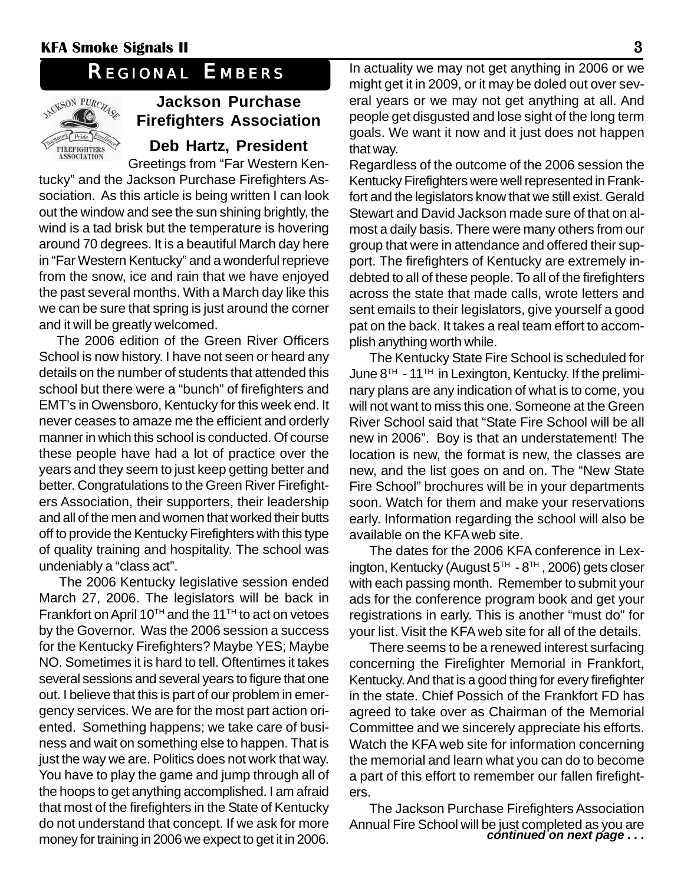# Regional Embers

## Jackson Purchase Firefighters Association

### Deb Hartz, President

Greetings from "Far Western Kentucky" and the Jackson Purchase Firefighters Association. As this article is being written I can look out the window and see the sun shining brightly, the wind is a tad brisk but the temperature is hovering around 70 degrees. It is a beautiful March day here in "Far Western Kentucky" and a wonderful reprieve from the snow, ice and rain that we have enjoyed the past several months. With a March day like this we can be sure that spring is just around the corner and it will be greatly welcomed.

The 2006 edition of the Green River Officers School is now history. I have not seen or heard any details on the number of students that attended this school but there were a "bunch" of firefighters and EMT's in Owensboro, Kentucky for this week end. It never ceases to amaze me the efficient and orderly manner in which this school is conducted. Of course these people have had a lot of practice over the years and they seem to just keep getting better and better. Congratulations to the Green River Firefighters Association, their supporters, their leadership and all of the men and women that worked their butts off to provide the Kentucky Firefighters with this type of quality training and hospitality. The school was undeniably a "class act".

The 2006 Kentucky legislative session ended March 27, 2006. The legislators will be back in Frankfort on April 10TH and the 11TH to act on vetoes by the Governor. Was the 2006 session a success for the Kentucky Firefighters? Maybe YES; Maybe NO. Sometimes it is hard to tell. Oftentimes it takes several sessions and several years to figure that one out. I believe that this is part of our problem in emergency services. We are for the most part action oriented. Something happens; we take care of business and wait on something else to happen. That is just the way we are. Politics does not work that way. You have to play the game and jump through all of the hoops to get anything accomplished. I am afraid that most of the firefighters in the State of Kentucky do not understand that concept. If we ask for more money for training in 2006 we expect to get it in 2006. In actuality we may not get anything in 2006 or we might get it in 2009, or it may be doled out over several years or we may not get anything at all. And people get disgusted and lose sight of the long term goals. We want it now and it just does not happen that way.

Regardless of the outcome of the 2006 session the Kentucky Firefighters were well represented in Frankfort and the legislators know that we still exist. Gerald Stewart and David Jackson made sure of that on almost a daily basis. There were many others from our group that were in attendance and offered their support. The firefighters of Kentucky are extremely indebted to all of these people. To all of the firefighters across the state that made calls, wrote letters and sent emails to their legislators, give yourself a good pat on the back. It takes a real team effort to accomplish anything worth while.

The Kentucky State Fire School is scheduled for June 8TH - 11TH in Lexington, Kentucky. If the preliminary plans are any indication of what is to come, you will not want to miss this one. Someone at the Green River School said that "State Fire School will be all new in 2006". Boy is that an understatement! The location is new, the format is new, the classes are new, and the list goes on and on. The "New State Fire School" brochures will be in your departments soon. Watch for them and make your reservations early. Information regarding the school will also be available on the KFA web site.

The dates for the 2006 KFA conference in Lexington, Kentucky (August 5TH - 8TH, 2006) gets closer with each passing month. Remember to submit your ads for the conference program book and get your registrations in early. This is another "must do" for your list. Visit the KFA web site for all of the details.

There seems to be a renewed interest surfacing concerning the Firefighter Memorial in Frankfort, Kentucky. And that is a good thing for every firefighter in the state. Chief Possich of the Frankfort FD has agreed to take over as Chairman of the Memorial Committee and we sincerely appreciate his efforts. Watch the KFA web site for information concerning the memorial and learn what you can do to become a part of this effort to remember our fallen firefighters.

The Jackson Purchase Firefighters Association Annual Fire School will be just completed as you are

***continued on next page . . .***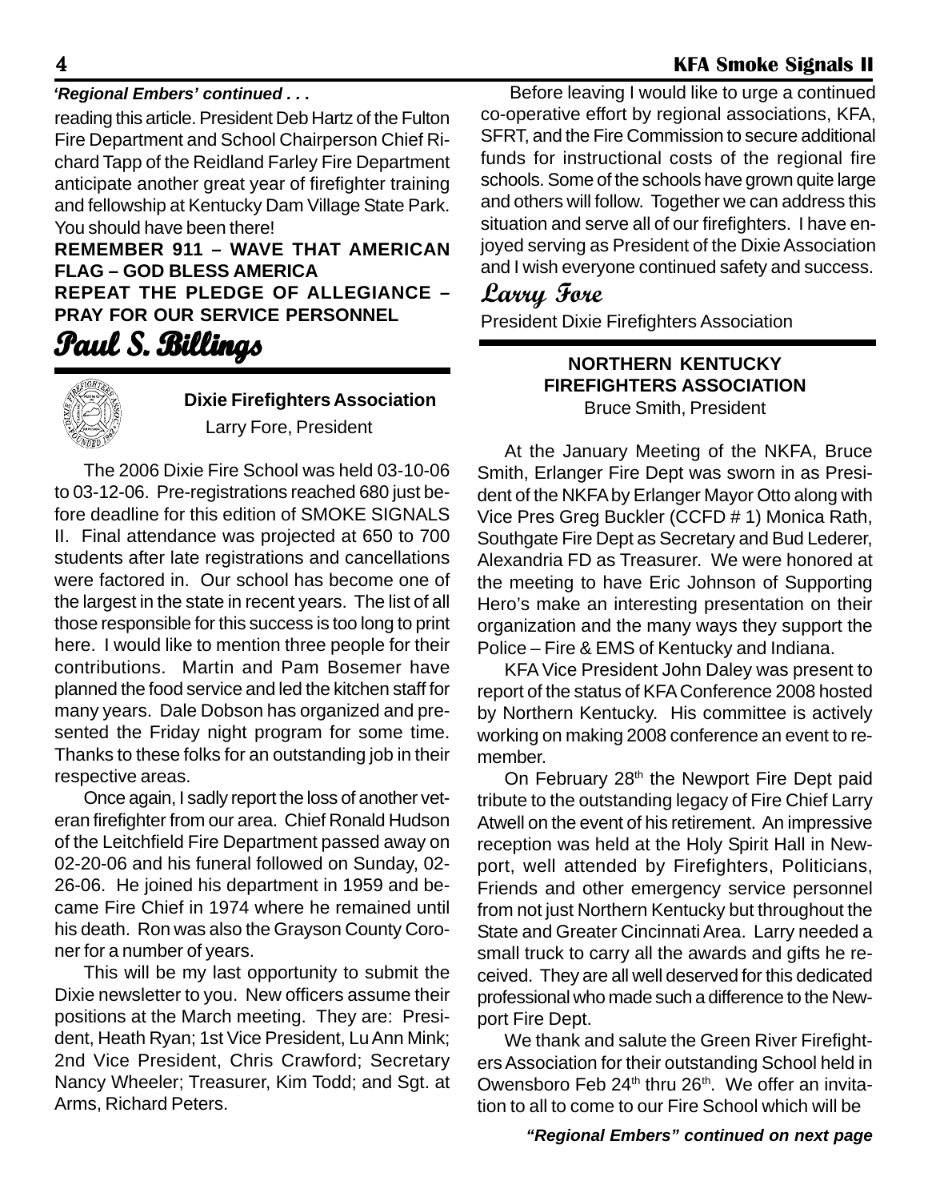*'Regional Embers' continued . . .*

reading this article. President Deb Hartz of the Fulton Fire Department and School Chairperson Chief Richard Tapp of the Reidland Farley Fire Department anticipate another great year of firefighter training and fellowship at Kentucky Dam Village State Park. You should have been there!

**REMEMBER 911 – WAVE THAT AMERICAN FLAG – GOD BLESS AMERICA**
**REPEAT THE PLEDGE OF ALLEGIANCE – PRAY FOR OUR SERVICE PERSONNEL**

***Paul S. Billings***

---

## Dixie Firefighters Association

Larry Fore, President

The 2006 Dixie Fire School was held 03-10-06 to 03-12-06. Pre-registrations reached 680 just before deadline for this edition of SMOKE SIGNALS II. Final attendance was projected at 650 to 700 students after late registrations and cancellations were factored in. Our school has become one of the largest in the state in recent years. The list of all those responsible for this success is too long to print here. I would like to mention three people for their contributions. Martin and Pam Bosemer have planned the food service and led the kitchen staff for many years. Dale Dobson has organized and presented the Friday night program for some time. Thanks to these folks for an outstanding job in their respective areas.

Once again, I sadly report the loss of another veteran firefighter from our area. Chief Ronald Hudson of the Leitchfield Fire Department passed away on 02-20-06 and his funeral followed on Sunday, 02-26-06. He joined his department in 1959 and became Fire Chief in 1974 where he remained until his death. Ron was also the Grayson County Coroner for a number of years.

This will be my last opportunity to submit the Dixie newsletter to you. New officers assume their positions at the March meeting. They are: President, Heath Ryan; 1st Vice President, Lu Ann Mink; 2nd Vice President, Chris Crawford; Secretary Nancy Wheeler; Treasurer, Kim Todd; and Sgt. at Arms, Richard Peters.

Before leaving I would like to urge a continued co-operative effort by regional associations, KFA, SFRT, and the Fire Commission to secure additional funds for instructional costs of the regional fire schools. Some of the schools have grown quite large and others will follow. Together we can address this situation and serve all of our firefighters. I have enjoyed serving as President of the Dixie Association and I wish everyone continued safety and success.

***Larry Fore***

President Dixie Firefighters Association

---

## NORTHERN KENTUCKY FIREFIGHTERS ASSOCIATION

Bruce Smith, President

At the January Meeting of the NKFA, Bruce Smith, Erlanger Fire Dept was sworn in as President of the NKFA by Erlanger Mayor Otto along with Vice Pres Greg Buckler (CCFD # 1) Monica Rath, Southgate Fire Dept as Secretary and Bud Lederer, Alexandria FD as Treasurer. We were honored at the meeting to have Eric Johnson of Supporting Hero's make an interesting presentation on their organization and the many ways they support the Police – Fire & EMS of Kentucky and Indiana.

KFA Vice President John Daley was present to report of the status of KFA Conference 2008 hosted by Northern Kentucky. His committee is actively working on making 2008 conference an event to remember.

On February 28th the Newport Fire Dept paid tribute to the outstanding legacy of Fire Chief Larry Atwell on the event of his retirement. An impressive reception was held at the Holy Spirit Hall in Newport, well attended by Firefighters, Politicians, Friends and other emergency service personnel from not just Northern Kentucky but throughout the State and Greater Cincinnati Area. Larry needed a small truck to carry all the awards and gifts he received. They are all well deserved for this dedicated professional who made such a difference to the Newport Fire Dept.

We thank and salute the Green River Firefighters Association for their outstanding School held in Owensboro Feb 24th thru 26th. We offer an invitation to all to come to our Fire School which will be

***"Regional Embers" continued on next page***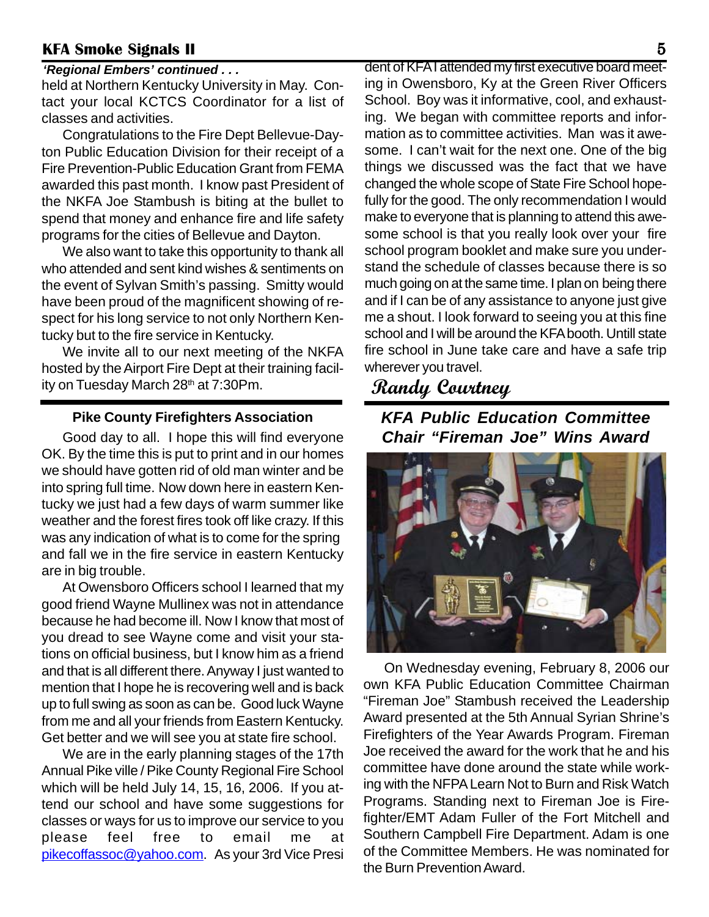*'Regional Embers' continued . . .*

held at Northern Kentucky University in May. Contact your local KCTCS Coordinator for a list of classes and activities.

Congratulations to the Fire Dept Bellevue-Dayton Public Education Division for their receipt of a Fire Prevention-Public Education Grant from FEMA awarded this past month. I know past President of the NKFA Joe Stambush is biting at the bullet to spend that money and enhance fire and life safety programs for the cities of Bellevue and Dayton.

We also want to take this opportunity to thank all who attended and sent kind wishes & sentiments on the event of Sylvan Smith's passing. Smitty would have been proud of the magnificent showing of respect for his long service to not only Northern Kentucky but to the fire service in Kentucky.

We invite all to our next meeting of the NKFA hosted by the Airport Fire Dept at their training facility on Tuesday March 28th at 7:30Pm.

### Pike County Firefighters Association

Good day to all. I hope this will find everyone OK. By the time this is put to print and in our homes we should have gotten rid of old man winter and be into spring full time. Now down here in eastern Kentucky we just had a few days of warm summer like weather and the forest fires took off like crazy. If this was any indication of what is to come for the spring and fall we in the fire service in eastern Kentucky are in big trouble.

At Owensboro Officers school I learned that my good friend Wayne Mullinex was not in attendance because he had become ill. Now I know that most of you dread to see Wayne come and visit your stations on official business, but I know him as a friend and that is all different there. Anyway I just wanted to mention that I hope he is recovering well and is back up to full swing as soon as can be. Good luck Wayne from me and all your friends from Eastern Kentucky. Get better and we will see you at state fire school.

We are in the early planning stages of the 17th Annual Pike ville / Pike County Regional Fire School which will be held July 14, 15, 16, 2006. If you attend our school and have some suggestions for classes or ways for us to improve our service to you please feel free to email me at pikecoffassoc@yahoo.com. As your 3rd Vice President of KFA I attended my first executive board meeting in Owensboro, Ky at the Green River Officers School. Boy was it informative, cool, and exhausting. We began with committee reports and information as to committee activities. Man was it awesome. I can't wait for the next one. One of the big things we discussed was the fact that we have changed the whole scope of State Fire School hopefully for the good. The only recommendation I would make to everyone that is planning to attend this awesome school is that you really look over your fire school program booklet and make sure you understand the schedule of classes because there is so much going on at the same time. I plan on being there and if I can be of any assistance to anyone just give me a shout. I look forward to seeing you at this fine school and I will be around the KFA booth. Untill state fire school in June take care and have a safe trip wherever you travel.

*Randy Courtney*

## *KFA Public Education Committee Chair "Fireman Joe" Wins Award*

On Wednesday evening, February 8, 2006 our own KFA Public Education Committee Chairman "Fireman Joe" Stambush received the Leadership Award presented at the 5th Annual Syrian Shrine's Firefighters of the Year Awards Program. Fireman Joe received the award for the work that he and his committee have done around the state while working with the NFPA Learn Not to Burn and Risk Watch Programs. Standing next to Fireman Joe is Firefighter/EMT Adam Fuller of the Fort Mitchell and Southern Campbell Fire Department. Adam is one of the Committee Members. He was nominated for the Burn Prevention Award.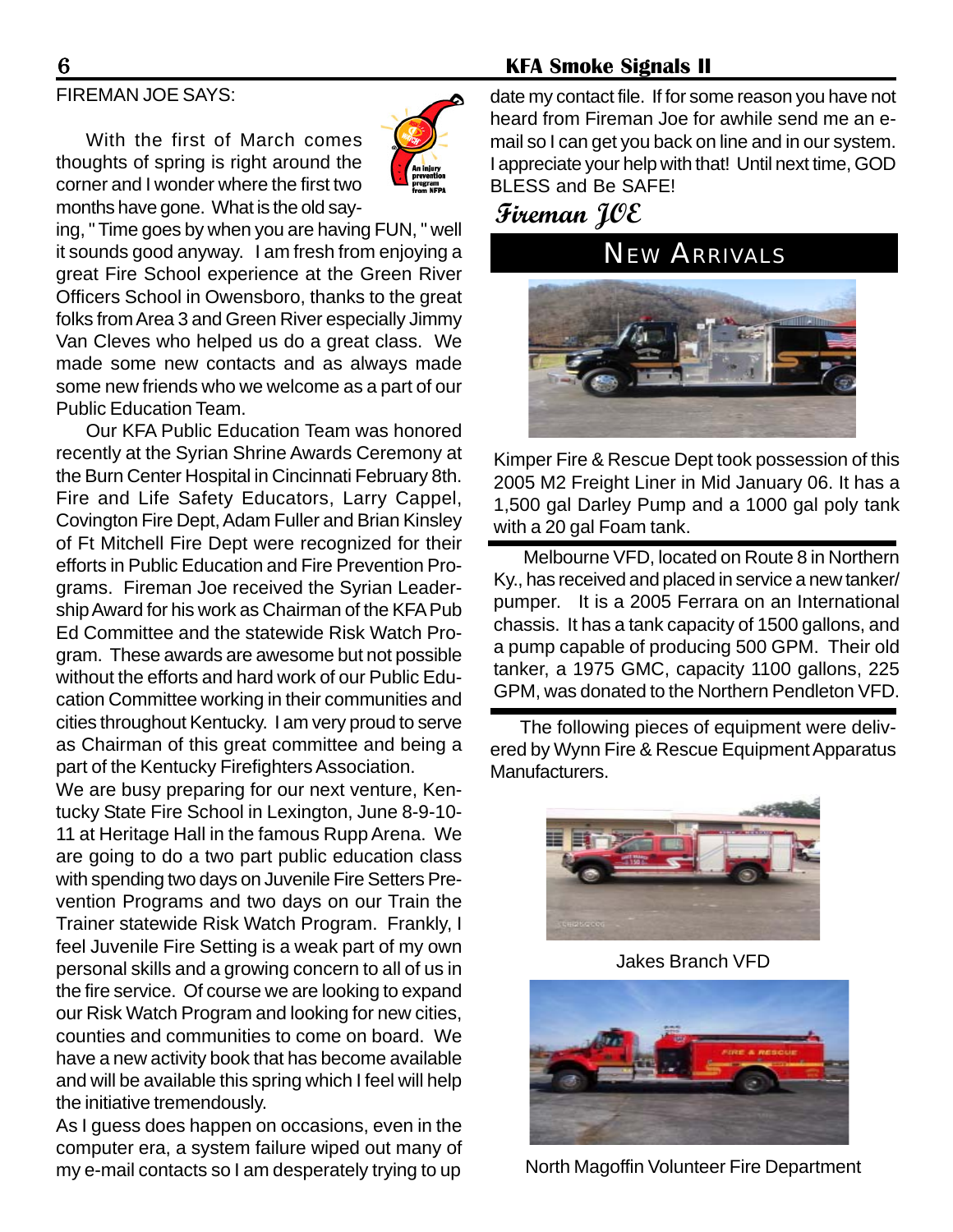FIREMAN JOE SAYS:

With the first of March comes thoughts of spring is right around the corner and I wonder where the first two months have gone. What is the old saying, " Time goes by when you are having FUN, " well it sounds good anyway. I am fresh from enjoying a great Fire School experience at the Green River Officers School in Owensboro, thanks to the great folks from Area 3 and Green River especially Jimmy Van Cleves who helped us do a great class. We made some new contacts and as always made some new friends who we welcome as a part of our Public Education Team.

Our KFA Public Education Team was honored recently at the Syrian Shrine Awards Ceremony at the Burn Center Hospital in Cincinnati February 8th. Fire and Life Safety Educators, Larry Cappel, Covington Fire Dept, Adam Fuller and Brian Kinsley of Ft Mitchell Fire Dept were recognized for their efforts in Public Education and Fire Prevention Programs. Fireman Joe received the Syrian Leadership Award for his work as Chairman of the KFA Pub Ed Committee and the statewide Risk Watch Program. These awards are awesome but not possible without the efforts and hard work of our Public Education Committee working in their communities and cities throughout Kentucky. I am very proud to serve as Chairman of this great committee and being a part of the Kentucky Firefighters Association.

We are busy preparing for our next venture, Kentucky State Fire School in Lexington, June 8-9-10-11 at Heritage Hall in the famous Rupp Arena. We are going to do a two part public education class with spending two days on Juvenile Fire Setters Prevention Programs and two days on our Train the Trainer statewide Risk Watch Program. Frankly, I feel Juvenile Fire Setting is a weak part of my own personal skills and a growing concern to all of us in the fire service. Of course we are looking to expand our Risk Watch Program and looking for new cities, counties and communities to come on board. We have a new activity book that has become available and will be available this spring which I feel will help the initiative tremendously.

As I guess does happen on occasions, even in the computer era, a system failure wiped out many of my e-mail contacts so I am desperately trying to update my contact file. If for some reason you have not heard from Fireman Joe for awhile send me an e-mail so I can get you back on line and in our system. I appreciate your help with that! Until next time, GOD BLESS and Be SAFE!

*Fireman JOE*

## NEW ARRIVALS

Kimper Fire & Rescue Dept took possession of this 2005 M2 Freight Liner in Mid January 06. It has a 1,500 gal Darley Pump and a 1000 gal poly tank with a 20 gal Foam tank.

---

Melbourne VFD, located on Route 8 in Northern Ky., has received and placed in service a new tanker/pumper. It is a 2005 Ferrara on an International chassis. It has a tank capacity of 1500 gallons, and a pump capable of producing 500 GPM. Their old tanker, a 1975 GMC, capacity 1100 gallons, 225 GPM, was donated to the Northern Pendleton VFD.

---

The following pieces of equipment were delivered by Wynn Fire & Rescue Equipment Apparatus Manufacturers.

Jakes Branch VFD

North Magoffin Volunteer Fire Department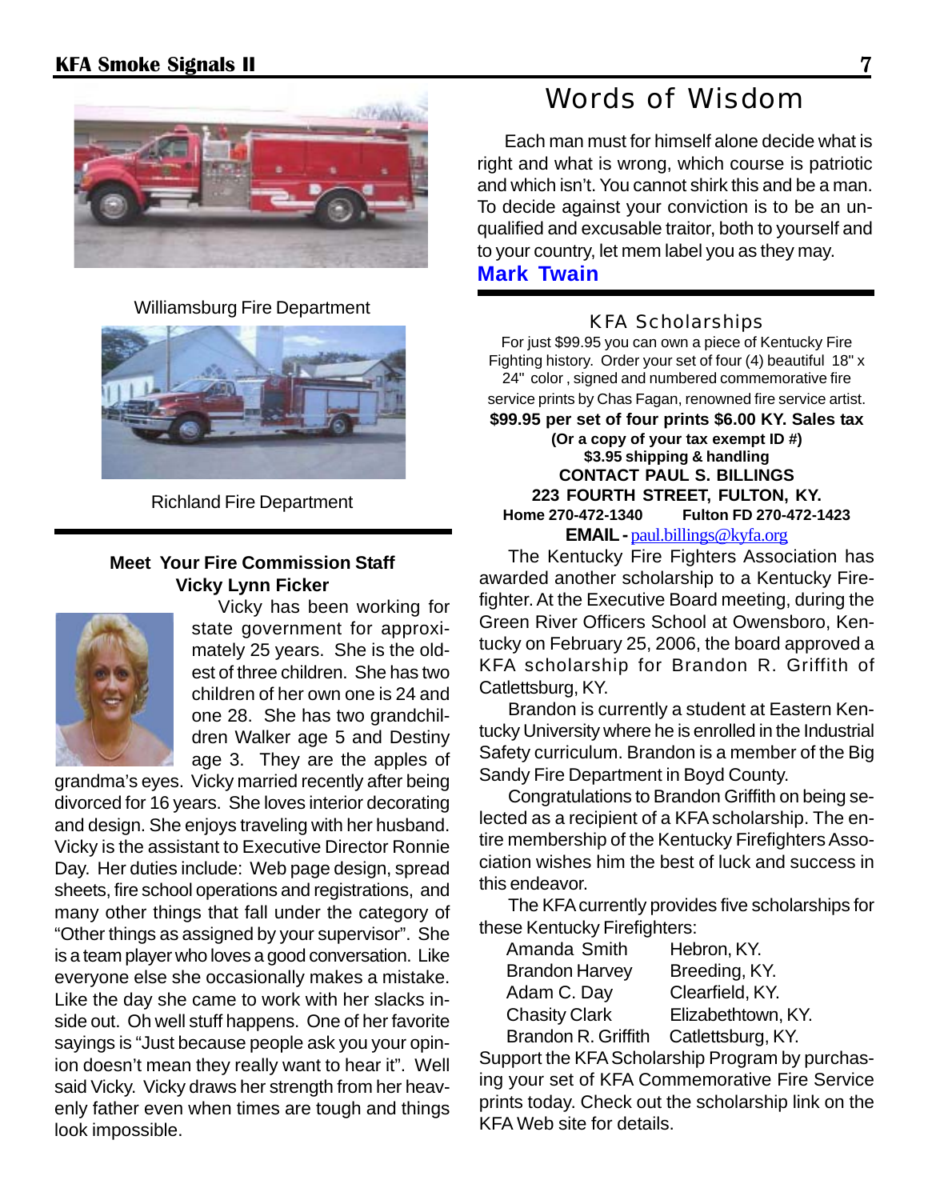Williamsburg Fire Department

Richland Fire Department

## Meet Your Fire Commission Staff

### Vicky Lynn Ficker

Vicky has been working for state government for approximately 25 years. She is the oldest of three children. She has two children of her own one is 24 and one 28. She has two grandchildren Walker age 5 and Destiny age 3. They are the apples of grandma's eyes. Vicky married recently after being divorced for 16 years. She loves interior decorating and design. She enjoys traveling with her husband. Vicky is the assistant to Executive Director Ronnie Day. Her duties include: Web page design, spread sheets, fire school operations and registrations, and many other things that fall under the category of "Other things as assigned by your supervisor". She is a team player who loves a good conversation. Like everyone else she occasionally makes a mistake. Like the day she came to work with her slacks inside out. Oh well stuff happens. One of her favorite sayings is "Just because people ask you your opinion doesn't mean they really want to hear it". Well said Vicky. Vicky draws her strength from her heavenly father even when times are tough and things look impossible.

# Words of Wisdom

Each man must for himself alone decide what is right and what is wrong, which course is patriotic and which isn't. You cannot shirk this and be a man. To decide against your conviction is to be an unqualified and excusable traitor, both to yourself and to your country, let mem label you as they may.

**Mark Twain**

## KFA Scholarships

For just $99.95 you can own a piece of Kentucky Fire Fighting history. Order your set of four (4) beautiful 18" x 24" color , signed and numbered commemorative fire service prints by Chas Fagan, renowned fire service artist.

**$99.95 per set of four prints $6.00 KY. Sales tax**
**(Or a copy of your tax exempt ID #)**
**$3.95 shipping & handling**
**CONTACT PAUL S. BILLINGS**
**223 FOURTH STREET, FULTON, KY.**
**Home 270-472-1340 Fulton FD 270-472-1423**
**EMAIL -** paul.billings@kyfa.org

The Kentucky Fire Fighters Association has awarded another scholarship to a Kentucky Firefighter. At the Executive Board meeting, during the Green River Officers School at Owensboro, Kentucky on February 25, 2006, the board approved a KFA scholarship for Brandon R. Griffith of Catlettsburg, KY.

Brandon is currently a student at Eastern Kentucky University where he is enrolled in the Industrial Safety curriculum. Brandon is a member of the Big Sandy Fire Department in Boyd County.

Congratulations to Brandon Griffith on being selected as a recipient of a KFA scholarship. The entire membership of the Kentucky Firefighters Association wishes him the best of luck and success in this endeavor.

The KFA currently provides five scholarships for these Kentucky Firefighters:

| | |
|---|---|
| Amanda Smith | Hebron, KY. |
| Brandon Harvey | Breeding, KY. |
| Adam C. Day | Clearfield, KY. |
| Chasity Clark | Elizabethtown, KY. |
| Brandon R. Griffith | Catlettsburg, KY. |

Support the KFA Scholarship Program by purchasing your set of KFA Commemorative Fire Service prints today. Check out the scholarship link on the KFA Web site for details.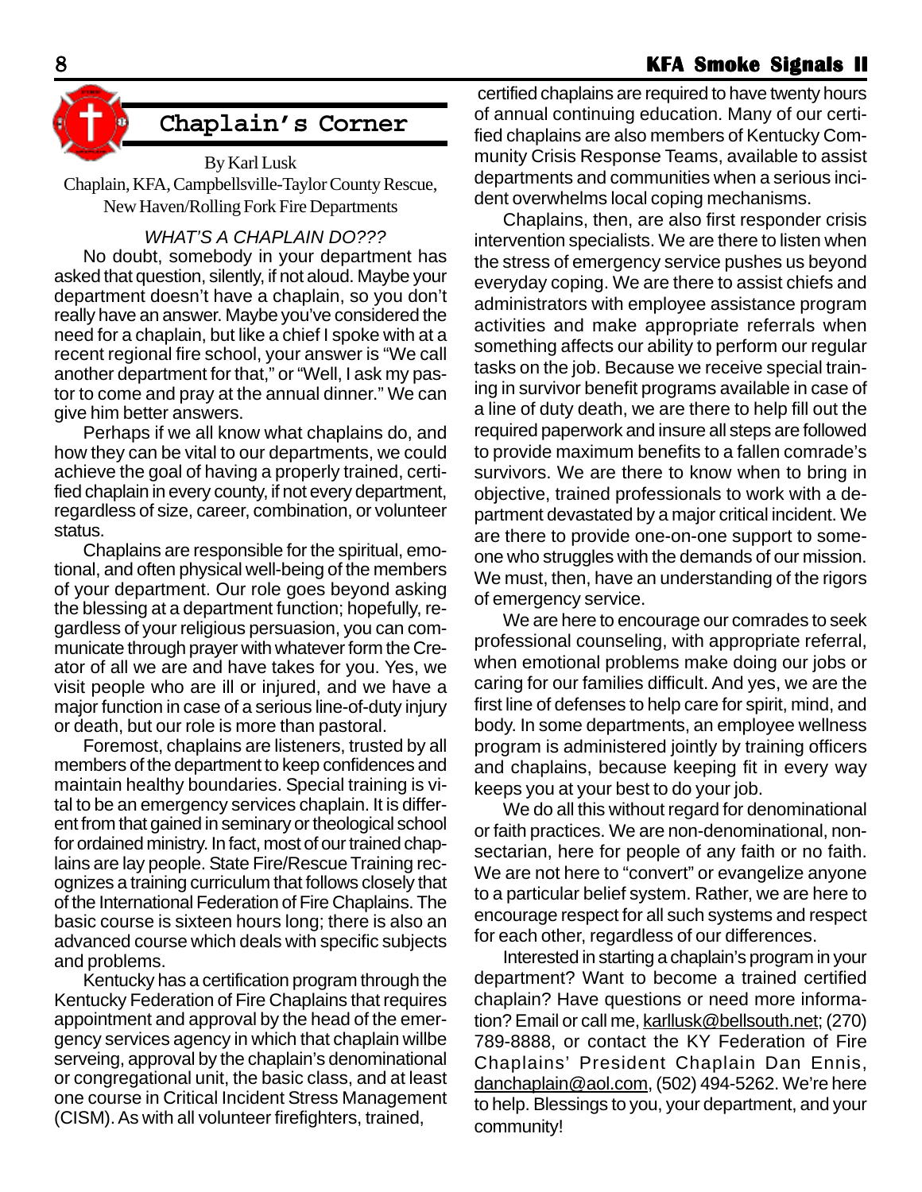## Chaplain's Corner

By Karl Lusk
Chaplain, KFA, Campbellsville-Taylor County Rescue, New Haven/Rolling Fork Fire Departments

*WHAT'S A CHAPLAIN DO???*

No doubt, somebody in your department has asked that question, silently, if not aloud. Maybe your department doesn't have a chaplain, so you don't really have an answer. Maybe you've considered the need for a chaplain, but like a chief I spoke with at a recent regional fire school, your answer is "We call another department for that," or "Well, I ask my pastor to come and pray at the annual dinner." We can give him better answers.

Perhaps if we all know what chaplains do, and how they can be vital to our departments, we could achieve the goal of having a properly trained, certified chaplain in every county, if not every department, regardless of size, career, combination, or volunteer status.

Chaplains are responsible for the spiritual, emotional, and often physical well-being of the members of your department. Our role goes beyond asking the blessing at a department function; hopefully, regardless of your religious persuasion, you can communicate through prayer with whatever form the Creator of all we are and have takes for you. Yes, we visit people who are ill or injured, and we have a major function in case of a serious line-of-duty injury or death, but our role is more than pastoral.

Foremost, chaplains are listeners, trusted by all members of the department to keep confidences and maintain healthy boundaries. Special training is vital to be an emergency services chaplain. It is different from that gained in seminary or theological school for ordained ministry. In fact, most of our trained chaplains are lay people. State Fire/Rescue Training recognizes a training curriculum that follows closely that of the International Federation of Fire Chaplains. The basic course is sixteen hours long; there is also an advanced course which deals with specific subjects and problems.

Kentucky has a certification program through the Kentucky Federation of Fire Chaplains that requires appointment and approval by the head of the emergency services agency in which that chaplain willbe serveing, approval by the chaplain's denominational or congregational unit, the basic class, and at least one course in Critical Incident Stress Management (CISM). As with all volunteer firefighters, trained, certified chaplains are required to have twenty hours of annual continuing education. Many of our certified chaplains are also members of Kentucky Community Crisis Response Teams, available to assist departments and communities when a serious incident overwhelms local coping mechanisms.

Chaplains, then, are also first responder crisis intervention specialists. We are there to listen when the stress of emergency service pushes us beyond everyday coping. We are there to assist chiefs and administrators with employee assistance program activities and make appropriate referrals when something affects our ability to perform our regular tasks on the job. Because we receive special training in survivor benefit programs available in case of a line of duty death, we are there to help fill out the required paperwork and insure all steps are followed to provide maximum benefits to a fallen comrade's survivors. We are there to know when to bring in objective, trained professionals to work with a department devastated by a major critical incident. We are there to provide one-on-one support to someone who struggles with the demands of our mission. We must, then, have an understanding of the rigors of emergency service.

We are here to encourage our comrades to seek professional counseling, with appropriate referral, when emotional problems make doing our jobs or caring for our families difficult. And yes, we are the first line of defenses to help care for spirit, mind, and body. In some departments, an employee wellness program is administered jointly by training officers and chaplains, because keeping fit in every way keeps you at your best to do your job.

We do all this without regard for denominational or faith practices. We are non-denominational, non-sectarian, here for people of any faith or no faith. We are not here to "convert" or evangelize anyone to a particular belief system. Rather, we are here to encourage respect for all such systems and respect for each other, regardless of our differences.

Interested in starting a chaplain's program in your department? Want to become a trained certified chaplain? Have questions or need more information? Email or call me, karllusk@bellsouth.net; (270) 789-8888, or contact the KY Federation of Fire Chaplains' President Chaplain Dan Ennis, danchaplain@aol.com, (502) 494-5262. We're here to help. Blessings to you, your department, and your community!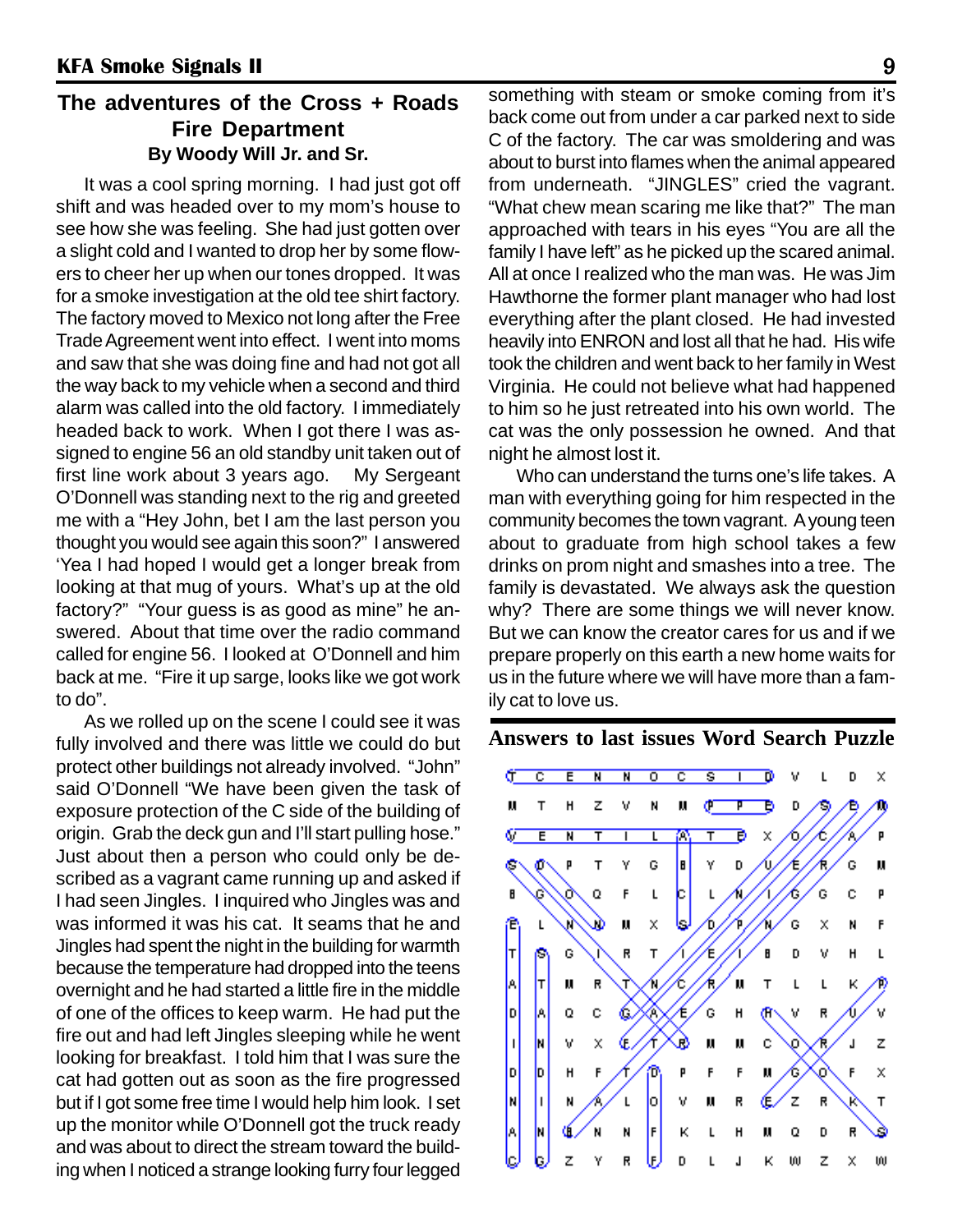## The adventures of the Cross + Roads Fire Department

**By Woody Will Jr. and Sr.**

It was a cool spring morning. I had just got off shift and was headed over to my mom's house to see how she was feeling. She had just gotten over a slight cold and I wanted to drop her by some flowers to cheer her up when our tones dropped. It was for a smoke investigation at the old tee shirt factory. The factory moved to Mexico not long after the Free Trade Agreement went into effect. I went into moms and saw that she was doing fine and had not got all the way back to my vehicle when a second and third alarm was called into the old factory. I immediately headed back to work. When I got there I was assigned to engine 56 an old standby unit taken out of first line work about 3 years ago. My Sergeant O'Donnell was standing next to the rig and greeted me with a "Hey John, bet I am the last person you thought you would see again this soon?" I answered 'Yea I had hoped I would get a longer break from looking at that mug of yours. What's up at the old factory?" "Your guess is as good as mine" he answered. About that time over the radio command called for engine 56. I looked at O'Donnell and him back at me. "Fire it up sarge, looks like we got work to do".

As we rolled up on the scene I could see it was fully involved and there was little we could do but protect other buildings not already involved. "John" said O'Donnell "We have been given the task of exposure protection of the C side of the building of origin. Grab the deck gun and I'll start pulling hose." Just about then a person who could only be described as a vagrant came running up and asked if I had seen Jingles. I inquired who Jingles was and was informed it was his cat. It seams that he and Jingles had spent the night in the building for warmth because the temperature had dropped into the teens overnight and he had started a little fire in the middle of one of the offices to keep warm. He had put the fire out and had left Jingles sleeping while he went looking for breakfast. I told him that I was sure the cat had gotten out as soon as the fire progressed but if I got some free time I would help him look. I set up the monitor while O'Donnell got the truck ready and was about to direct the stream toward the building when I noticed a strange looking furry four legged something with steam or smoke coming from it's back come out from under a car parked next to side C of the factory. The car was smoldering and was about to burst into flames when the animal appeared from underneath. "JINGLES" cried the vagrant. "What chew mean scaring me like that?" The man approached with tears in his eyes "You are all the family I have left" as he picked up the scared animal. All at once I realized who the man was. He was Jim Hawthorne the former plant manager who had lost everything after the plant closed. He had invested heavily into ENRON and lost all that he had. His wife took the children and went back to her family in West Virginia. He could not believe what had happened to him so he just retreated into his own world. The cat was the only possession he owned. And that night he almost lost it.

Who can understand the turns one's life takes. A man with everything going for him respected in the community becomes the town vagrant. A young teen about to graduate from high school takes a few drinks on prom night and smashes into a tree. The family is devastated. We always ask the question why? There are some things we will never know. But we can know the creator cares for us and if we prepare properly on this earth a new home waits for us in the future where we will have more than a family cat to love us.

## Answers to last issues Word Search Puzzle

```
T C E N N O C S I D V L D X
M T H Z V N M P P E D S E M
V E N T I L A T E X O C A P
S O P T Y G B Y D U E R G M
B G O Q F L C L N I G G C P
E L N N M X S D P N G X N F
T S G I R T I E I B D V H L
A T M R T N C R M T L L K P
D A Q C G A E G H R V R U V
I N V X E T R M M C O R J Z
D D H F T D P F F M G O F X
N I N A L O V M R E Z R K T
A N B N N F K L H M Q D R S
C G Z Y R F D L J K W Z X W
```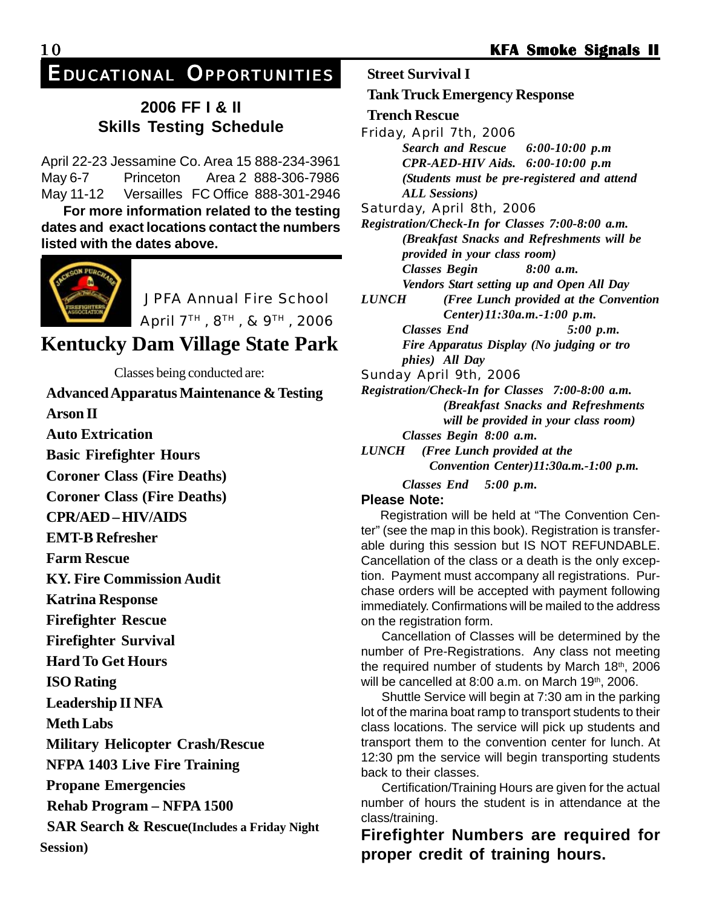# EDUCATIONAL OPPORTUNITIES

## 2006 FF I & II Skills Testing Schedule

| | | | |
|---|---|---|---|
| April 22-23 | Jessamine Co. | Area 15 | 888-234-3961 |
| May 6-7 | Princeton | Area 2 | 888-306-7986 |
| May 11-12 | Versailles | FC Office | 888-301-2946 |

**For more information related to the testing dates and exact locations contact the numbers listed with the dates above.**

JPFA Annual Fire School

April 7TH, 8TH, & 9TH, 2006

## Kentucky Dam Village State Park

Classes being conducted are:

**Advanced Apparatus Maintenance & Testing**
**Arson II**
**Auto Extrication**
**Basic Firefighter Hours**
**Coroner Class (Fire Deaths)**
**Coroner Class (Fire Deaths)**
**CPR/AED – HIV/AIDS**
**EMT-B Refresher**
**Farm Rescue**
**KY. Fire Commission Audit**
**Katrina Response**
**Firefighter Rescue**
**Firefighter Survival**
**Hard To Get Hours**
**ISO Rating**
**Leadership II NFA**
**Meth Labs**
**Military Helicopter Crash/Rescue**
**NFPA 1403 Live Fire Training**
**Propane Emergencies**
**Rehab Program – NFPA 1500**
**SAR Search & Rescue (Includes a Friday Night Session)**
**Street Survival I**
**Tank Truck Emergency Response**
**Trench Rescue**

Friday, April 7th, 2006

*Search and Rescue 6:00-10:00 p.m*
*CPR-AED-HIV Aids. 6:00-10:00 p.m*
*(Students must be pre-registered and attend ALL Sessions)*

Saturday, April 8th, 2006

*Registration/Check-In for Classes 7:00-8:00 a.m.*
*(Breakfast Snacks and Refreshments will be provided in your class room)*
*Classes Begin 8:00 a.m.*
*Vendors Start setting up and Open All Day*
*LUNCH (Free Lunch provided at the Convention Center)11:30a.m.-1:00 p.m.*
*Classes End 5:00 p.m.*
*Fire Apparatus Display (No judging or trophies) All Day*

Sunday April 9th, 2006

*Registration/Check-In for Classes 7:00-8:00 a.m.*
*(Breakfast Snacks and Refreshments will be provided in your class room)*
*Classes Begin 8:00 a.m.*
*LUNCH (Free Lunch provided at the Convention Center)11:30a.m.-1:00 p.m.*
*Classes End 5:00 p.m.*

**Please Note:**

Registration will be held at “The Convention Center” (see the map in this book). Registration is transferable during this session but IS NOT REFUNDABLE. Cancellation of the class or a death is the only exception. Payment must accompany all registrations. Purchase orders will be accepted with payment following immediately. Confirmations will be mailed to the address on the registration form.

Cancellation of Classes will be determined by the number of Pre-Registrations. Any class not meeting the required number of students by March 18th, 2006 will be cancelled at 8:00 a.m. on March 19th, 2006.

Shuttle Service will begin at 7:30 am in the parking lot of the marina boat ramp to transport students to their class locations. The service will pick up students and transport them to the convention center for lunch. At 12:30 pm the service will begin transporting students back to their classes.

Certification/Training Hours are given for the actual number of hours the student is in attendance at the class/training.

**Firefighter Numbers are required for proper credit of training hours.**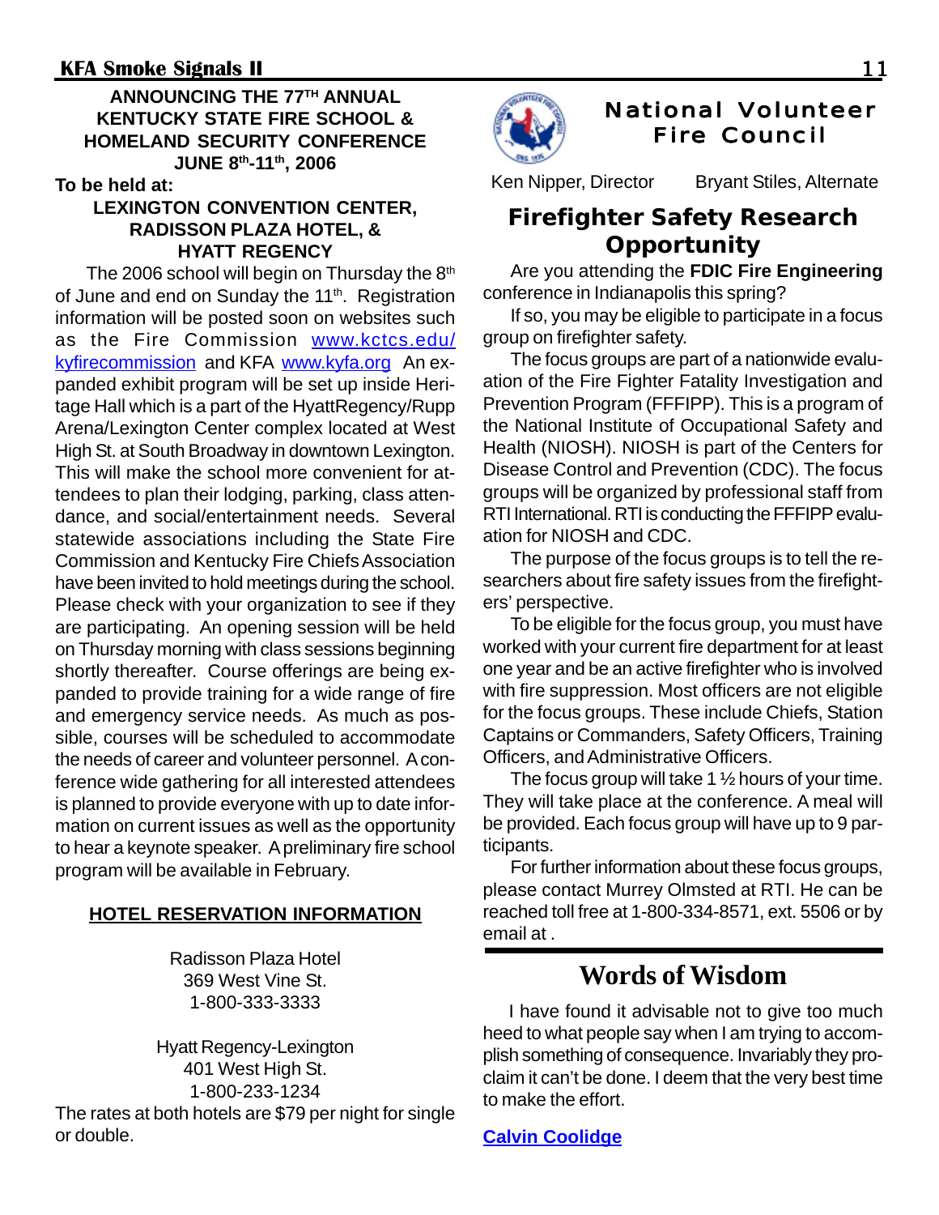## ANNOUNCING THE 77TH ANNUAL KENTUCKY STATE FIRE SCHOOL & HOMELAND SECURITY CONFERENCE JUNE 8th-11th, 2006

**To be held at:**

**LEXINGTON CONVENTION CENTER, RADISSON PLAZA HOTEL, & HYATT REGENCY**

The 2006 school will begin on Thursday the 8th of June and end on Sunday the 11th. Registration information will be posted soon on websites such as the Fire Commission www.kctcs.edu/kyfirecommission and KFA www.kyfa.org An expanded exhibit program will be set up inside Heritage Hall which is a part of the HyattRegency/Rupp Arena/Lexington Center complex located at West High St. at South Broadway in downtown Lexington. This will make the school more convenient for attendees to plan their lodging, parking, class attendance, and social/entertainment needs. Several statewide associations including the State Fire Commission and Kentucky Fire Chiefs Association have been invited to hold meetings during the school. Please check with your organization to see if they are participating. An opening session will be held on Thursday morning with class sessions beginning shortly thereafter. Course offerings are being expanded to provide training for a wide range of fire and emergency service needs. As much as possible, courses will be scheduled to accommodate the needs of career and volunteer personnel. A conference wide gathering for all interested attendees is planned to provide everyone with up to date information on current issues as well as the opportunity to hear a keynote speaker. A preliminary fire school program will be available in February.

### HOTEL RESERVATION INFORMATION

Radisson Plaza Hotel
369 West Vine St.
1-800-333-3333

Hyatt Regency-Lexington
401 West High St.
1-800-233-1234

The rates at both hotels are $79 per night for single or double.

## National Volunteer Fire Council

Ken Nipper, Director    Bryant Stiles, Alternate

## Firefighter Safety Research Opportunity

Are you attending the **FDIC Fire Engineering** conference in Indianapolis this spring?

If so, you may be eligible to participate in a focus group on firefighter safety.

The focus groups are part of a nationwide evaluation of the Fire Fighter Fatality Investigation and Prevention Program (FFFIPP). This is a program of the National Institute of Occupational Safety and Health (NIOSH). NIOSH is part of the Centers for Disease Control and Prevention (CDC). The focus groups will be organized by professional staff from RTI International. RTI is conducting the FFFIPP evaluation for NIOSH and CDC.

The purpose of the focus groups is to tell the researchers about fire safety issues from the firefighters' perspective.

To be eligible for the focus group, you must have worked with your current fire department for at least one year and be an active firefighter who is involved with fire suppression. Most officers are not eligible for the focus groups. These include Chiefs, Station Captains or Commanders, Safety Officers, Training Officers, and Administrative Officers.

The focus group will take 1 ½ hours of your time. They will take place at the conference. A meal will be provided. Each focus group will have up to 9 participants.

For further information about these focus groups, please contact Murrey Olmsted at RTI. He can be reached toll free at 1-800-334-8571, ext. 5506 or by email at .

## Words of Wisdom

I have found it advisable not to give too much heed to what people say when I am trying to accomplish something of consequence. Invariably they proclaim it can't be done. I deem that the very best time to make the effort.

**Calvin Coolidge**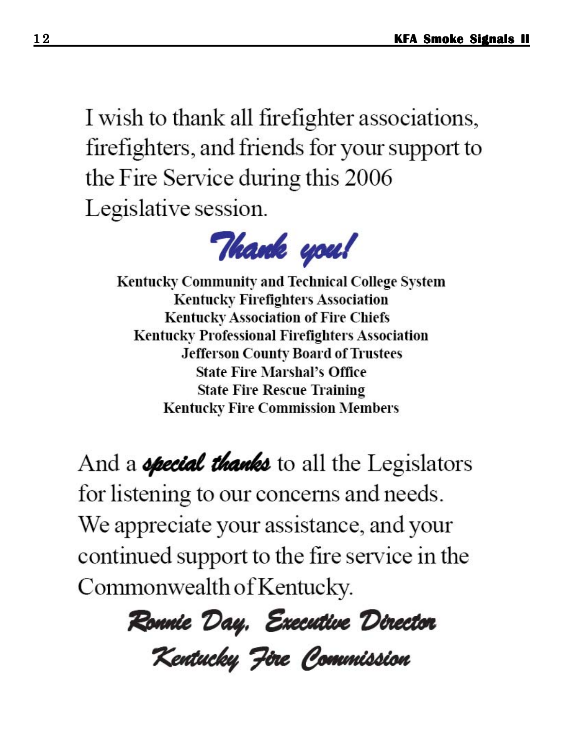I wish to thank all firefighter associations, firefighters, and friends for your support to the Fire Service during this 2006 Legislative session.

## *Thank you!*

**Kentucky Community and Technical College System**
**Kentucky Firefighters Association**
**Kentucky Association of Fire Chiefs**
**Kentucky Professional Firefighters Association**
**Jefferson County Board of Trustees**
**State Fire Marshal's Office**
**State Fire Rescue Training**
**Kentucky Fire Commission Members**

And a ***special thanks*** to all the Legislators for listening to our concerns and needs. We appreciate your assistance, and your continued support to the fire service in the Commonwealth of Kentucky.

*Ronnie Day, Executive Director*
*Kentucky Fire Commission*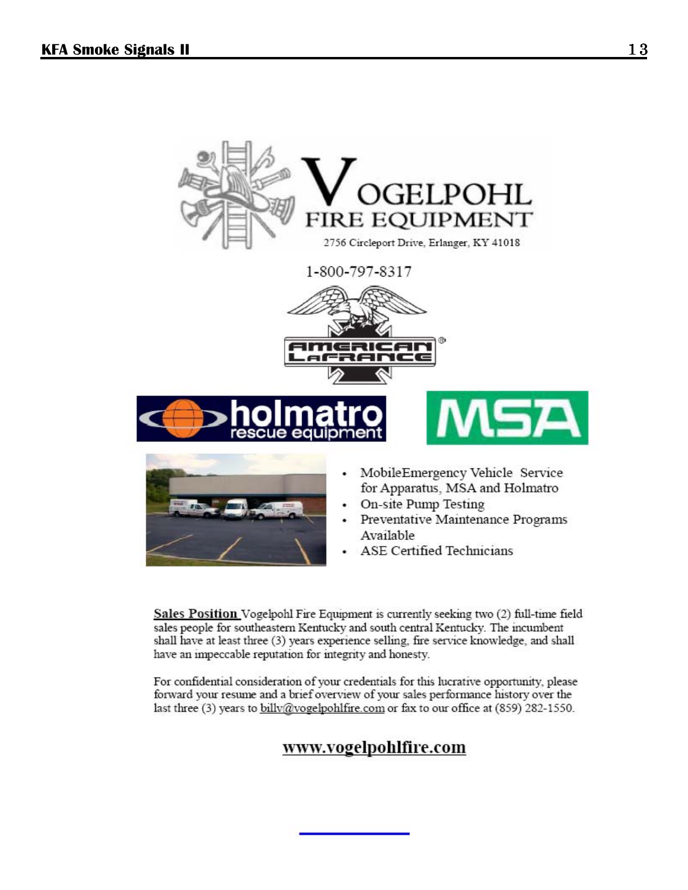# VOGELPOHL FIRE EQUIPMENT

2756 Circleport Drive, Erlanger, KY 41018

1-800-797-8317

AMERICAN LaFRANCE

holmatro rescue equipment

MSA

- MobileEmergency Vehicle Service for Apparatus, MSA and Holmatro
- On-site Pump Testing
- Preventative Maintenance Programs Available
- ASE Certified Technicians

**Sales Position** Vogelpohl Fire Equipment is currently seeking two (2) full-time field sales people for southeastern Kentucky and south central Kentucky. The incumbent shall have at least three (3) years experience selling, fire service knowledge, and shall have an impeccable reputation for integrity and honesty.

For confidential consideration of your credentials for this lucrative opportunity, please forward your resume and a brief overview of your sales performance history over the last three (3) years to billv@vogelpohlfire.com or fax to our office at (859) 282-1550.

**www.vogelpohlfire.com**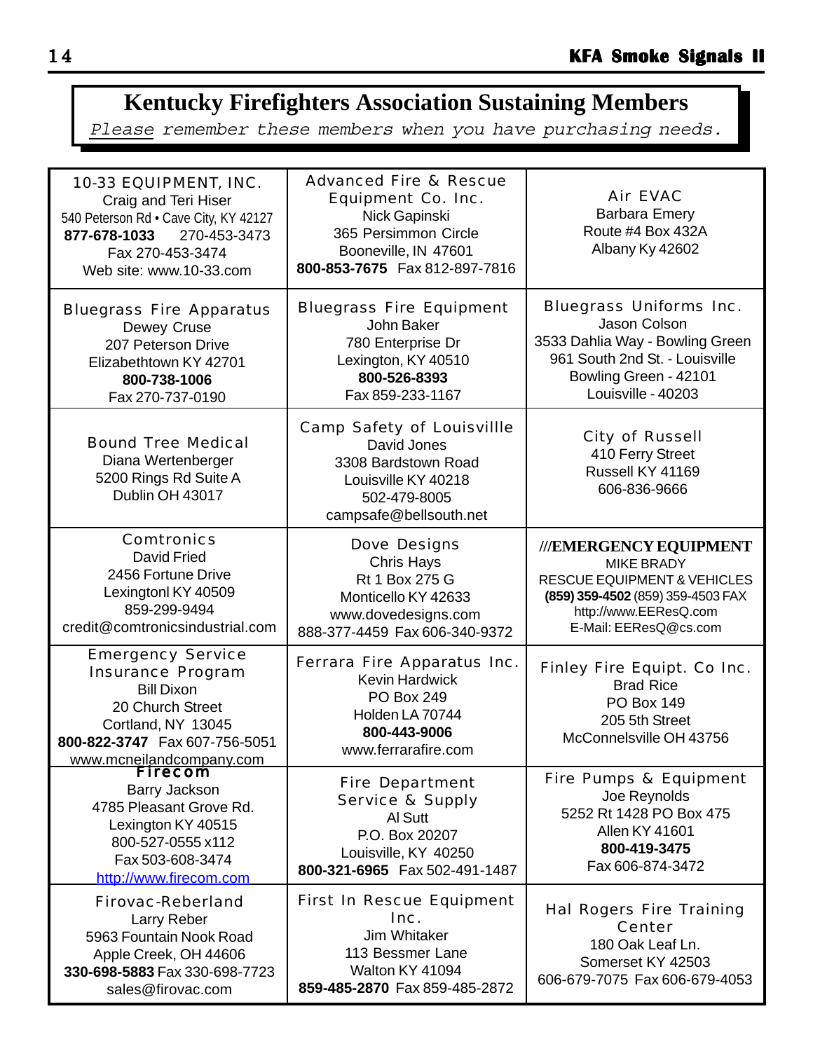# Kentucky Firefighters Association Sustaining Members

*Please remember these members when you have purchasing needs.*

| | | |
|---|---|---|
| 10-33 EQUIPMENT, INC.<br>Craig and Teri Hiser<br>540 Peterson Rd • Cave City, KY 42127<br>**877-678-1033** 270-453-3473<br>Fax 270-453-3474<br>Web site: www.10-33.com | Advanced Fire & Rescue Equipment Co. Inc.<br>Nick Gapinski<br>365 Persimmon Circle<br>Booneville, IN 47601<br>**800-853-7675** Fax 812-897-7816 | Air EVAC<br>Barbara Emery<br>Route #4 Box 432A<br>Albany Ky 42602 |
| Bluegrass Fire Apparatus<br>Dewey Cruse<br>207 Peterson Drive<br>Elizabethtown KY 42701<br>**800-738-1006**<br>Fax 270-737-0190 | Bluegrass Fire Equipment<br>John Baker<br>780 Enterprise Dr<br>Lexington, KY 40510<br>**800-526-8393**<br>Fax 859-233-1167 | Bluegrass Uniforms Inc.<br>Jason Colson<br>3533 Dahlia Way - Bowling Green<br>961 South 2nd St. - Louisville<br>Bowling Green - 42101<br>Louisville - 40203 |
| Bound Tree Medical<br>Diana Wertenberger<br>5200 Rings Rd Suite A<br>Dublin OH 43017 | Camp Safety of Louisvillle<br>David Jones<br>3308 Bardstown Road<br>Louisville KY 40218<br>502-479-8005<br>campsafe@bellsouth.net | City of Russell<br>410 Ferry Street<br>Russell KY 41169<br>606-836-9666 |
| Comtronics<br>David Fried<br>2456 Fortune Drive<br>Lexingtonl KY 40509<br>859-299-9494<br>credit@comtronicsindustrial.com | Dove Designs<br>Chris Hays<br>Rt 1 Box 275 G<br>Monticello KY 42633<br>www.dovedesigns.com<br>888-377-4459 Fax 606-340-9372 | **///EMERGENCY EQUIPMENT**<br>MIKE BRADY<br>RESCUE EQUIPMENT & VEHICLES<br>**(859) 359-4502** (859) 359-4503 FAX<br>http://www.EEResQ.com<br>E-Mail: EEResQ@cs.com |
| Emergency Service Insurance Program<br>Bill Dixon<br>20 Church Street<br>Cortland, NY 13045<br>**800-822-3747** Fax 607-756-5051<br>www.mcneilandcompany.com | Ferrara Fire Apparatus Inc.<br>Kevin Hardwick<br>PO Box 249<br>Holden LA 70744<br>**800-443-9006**<br>www.ferrarafire.com | Finley Fire Equipt. Co Inc.<br>Brad Rice<br>PO Box 149<br>205 5th Street<br>McConnelsville OH 43756 |
| **Firecom**<br>Barry Jackson<br>4785 Pleasant Grove Rd.<br>Lexington KY 40515<br>800-527-0555 x112<br>Fax 503-608-3474<br>http://www.firecom.com | Fire Department Service & Supply<br>Al Sutt<br>P.O. Box 20207<br>Louisville, KY 40250<br>**800-321-6965** Fax 502-491-1487 | Fire Pumps & Equipment<br>Joe Reynolds<br>5252 Rt 1428 PO Box 475<br>Allen KY 41601<br>**800-419-3475**<br>Fax 606-874-3472 |
| Firovac-Reberland<br>Larry Reber<br>5963 Fountain Nook Road<br>Apple Creek, OH 44606<br>**330-698-5883** Fax 330-698-7723<br>sales@firovac.com | First In Rescue Equipment Inc.<br>Jim Whitaker<br>113 Bessmer Lane<br>Walton KY 41094<br>**859-485-2870** Fax 859-485-2872 | Hal Rogers Fire Training Center<br>180 Oak Leaf Ln.<br>Somerset KY 42503<br>606-679-7075 Fax 606-679-4053 |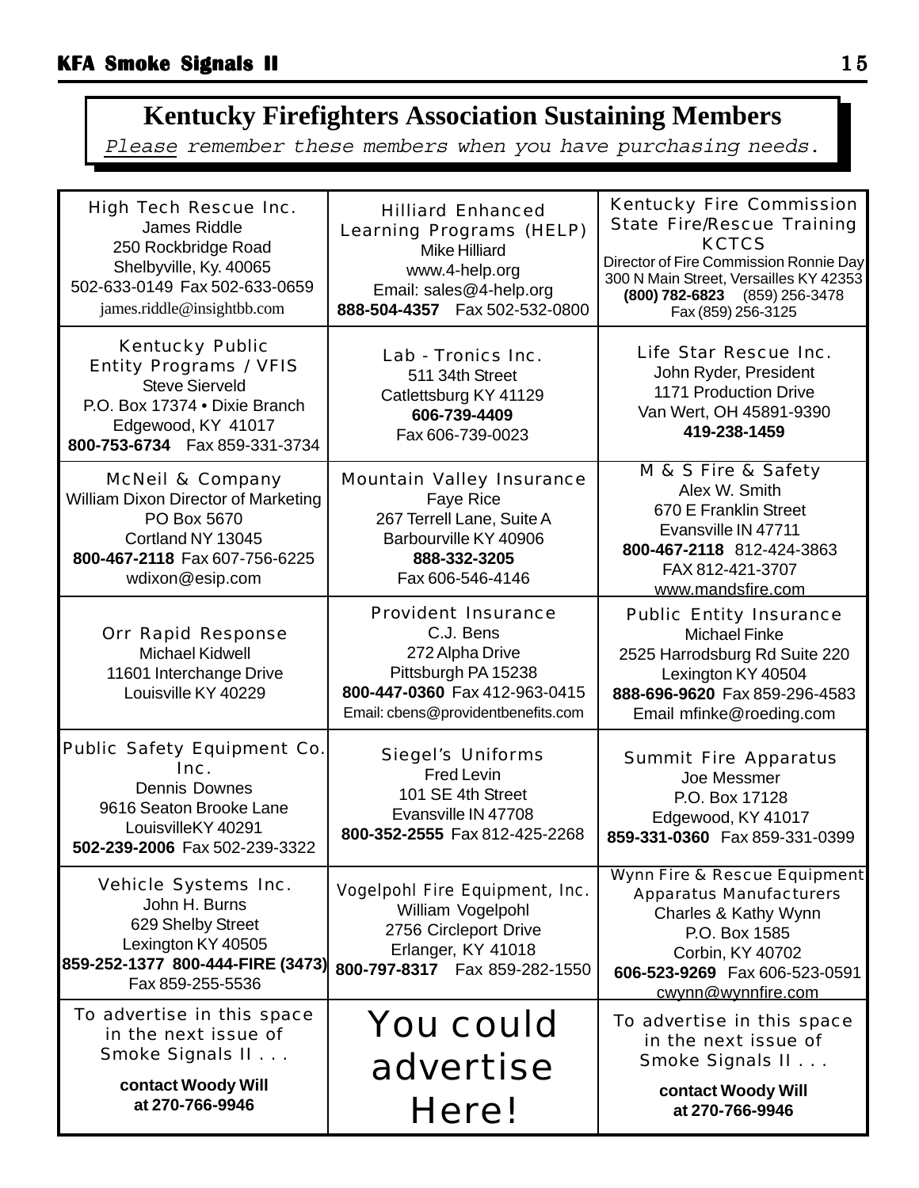## Kentucky Firefighters Association Sustaining Members

*Please remember these members when you have purchasing needs.*

| | | |
|---|---|---|
| High Tech Rescue Inc.<br>James Riddle<br>250 Rockbridge Road<br>Shelbyville, Ky. 40065<br>502-633-0149 Fax 502-633-0659<br>james.riddle@insightbb.com | Hilliard Enhanced Learning Programs (HELP)<br>Mike Hilliard<br>www.4-help.org<br>Email: sales@4-help.org<br>**888-504-4357** Fax 502-532-0800 | Kentucky Fire Commission State Fire/Rescue Training KCTCS<br>Director of Fire Commission Ronnie Day<br>300 N Main Street, Versailles KY 42353<br>**(800) 782-6823** (859) 256-3478<br>Fax (859) 256-3125 |
| Kentucky Public Entity Programs / VFIS<br>Steve Sierveld<br>P.O. Box 17374 • Dixie Branch<br>Edgewood, KY 41017<br>**800-753-6734** Fax 859-331-3734 | Lab - Tronics Inc.<br>511 34th Street<br>Catlettsburg KY 41129<br>**606-739-4409**<br>Fax 606-739-0023 | Life Star Rescue Inc.<br>John Ryder, President<br>1171 Production Drive<br>Van Wert, OH 45891-9390<br>**419-238-1459** |
| McNeil & Company<br>William Dixon Director of Marketing<br>PO Box 5670<br>Cortland NY 13045<br>**800-467-2118** Fax 607-756-6225<br>wdixon@esip.com | Mountain Valley Insurance<br>Faye Rice<br>267 Terrell Lane, Suite A<br>Barbourville KY 40906<br>**888-332-3205**<br>Fax 606-546-4146 | M & S Fire & Safety<br>Alex W. Smith<br>670 E Franklin Street<br>Evansville IN 47711<br>**800-467-2118** 812-424-3863<br>FAX 812-421-3707<br>www.mandsfire.com |
| Orr Rapid Response<br>Michael Kidwell<br>11601 Interchange Drive<br>Louisville KY 40229 | Provident Insurance<br>C.J. Bens<br>272 Alpha Drive<br>Pittsburgh PA 15238<br>**800-447-0360** Fax 412-963-0415<br>Email: cbens@providentbenefits.com | Public Entity Insurance<br>Michael Finke<br>2525 Harrodsburg Rd Suite 220<br>Lexington KY 40504<br>**888-696-9620** Fax 859-296-4583<br>Email mfinke@roeding.com |
| Public Safety Equipment Co. Inc.<br>Dennis Downes<br>9616 Seaton Brooke Lane<br>LouisvilleKY 40291<br>**502-239-2006** Fax 502-239-3322 | Siegel's Uniforms<br>Fred Levin<br>101 SE 4th Street<br>Evansville IN 47708<br>**800-352-2555** Fax 812-425-2268 | Summit Fire Apparatus<br>Joe Messmer<br>P.O. Box 17128<br>Edgewood, KY 41017<br>**859-331-0360** Fax 859-331-0399 |
| Vehicle Systems Inc.<br>John H. Burns<br>629 Shelby Street<br>Lexington KY 40505<br>**859-252-1377 800-444-FIRE (3473)**<br>Fax 859-255-5536 | Vogelpohl Fire Equipment, Inc.<br>William Vogelpohl<br>2756 Circleport Drive<br>Erlanger, KY 41018<br>**800-797-8317** Fax 859-282-1550 | Wynn Fire & Rescue Equipment Apparatus Manufacturers<br>Charles & Kathy Wynn<br>P.O. Box 1585<br>Corbin, KY 40702<br>**606-523-9269** Fax 606-523-0591<br>cwynn@wynnfire.com |
| To advertise in this space in the next issue of Smoke Signals II . . .<br>**contact Woody Will at 270-766-9946** | You could advertise Here! | To advertise in this space in the next issue of Smoke Signals II . . .<br>**contact Woody Will at 270-766-9946** |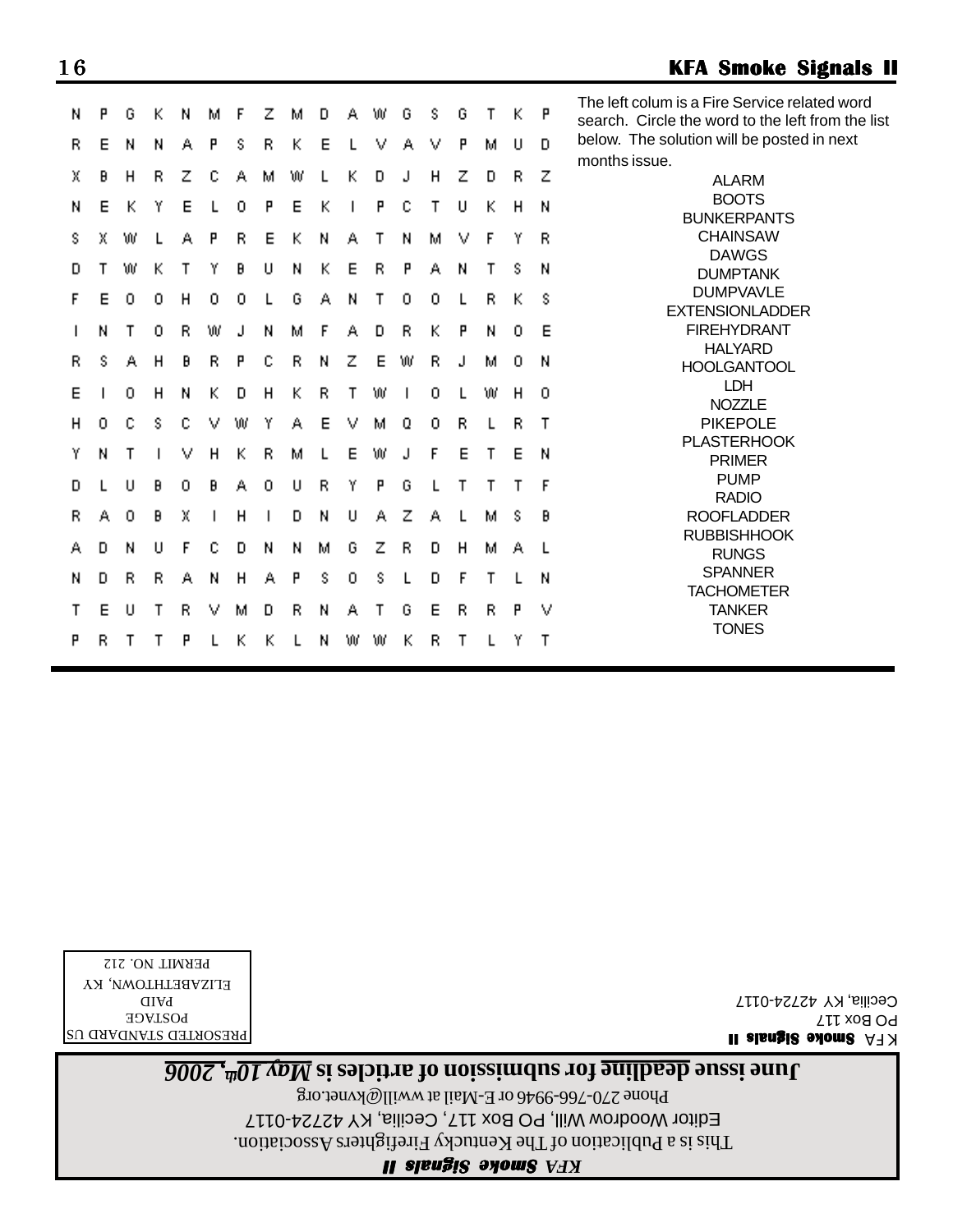| | | | | | | | | | | | | | | | | |
|---|---|---|---|---|---|---|---|---|---|---|---|---|---|---|---|---|
| N | P | G | K | N | M | F | Z | M | D | A | W | G | S | G | T | K | P |
| R | E | N | N | A | P | S | R | K | E | L | V | A | V | P | M | U | D |
| X | B | H | R | Z | C | A | M | W | L | K | D | J | H | Z | D | R | Z |
| N | E | K | Y | E | L | O | P | E | K | I | P | C | T | U | K | H | N |
| S | X | W | L | A | P | R | E | K | N | A | T | N | M | V | F | Y | R |
| D | T | W | K | T | Y | B | U | N | K | E | R | P | A | N | T | S | N |
| F | E | O | O | H | O | O | L | G | A | N | T | O | O | L | R | K | S |
| I | N | T | O | R | W | J | N | M | F | A | D | R | K | P | N | O | E |
| R | S | A | H | B | R | P | C | R | N | Z | E | W | R | J | M | O | N |
| E | I | O | H | N | K | D | H | K | R | T | W | I | O | L | W | H | O |
| H | O | C | S | C | V | W | Y | A | E | V | M | Q | O | R | L | R | T |
| Y | N | T | I | V | H | K | R | M | L | E | W | J | F | E | T | E | N |
| D | L | U | B | O | B | A | O | U | R | Y | P | G | L | T | T | T | F |
| R | A | O | B | X | I | H | I | D | N | U | A | Z | A | L | M | S | B |
| A | D | N | U | F | C | D | N | N | M | G | Z | R | D | H | M | A | L |
| N | D | R | R | A | N | H | A | P | S | O | S | L | D | F | T | L | N |
| T | E | U | T | R | V | M | D | R | N | A | T | G | E | R | R | P | V |
| P | R | T | T | P | L | K | K | L | N | W | W | K | R | T | L | Y | T |

The left colum is a Fire Service related word search. Circle the word to the left from the list below. The solution will be posted in next months issue.

ALARM
BOOTS
BUNKERPANTS
CHAINSAW
DAWGS
DUMPTANK
DUMPVAVLE
EXTENSIONLADDER
FIREHYDRANT
HALYARD
HOOLGANTOOL
LDH
NOZZLE
PIKEPOLE
PLASTERHOOK
PRIMER
PUMP
RADIO
ROOFLADDER
RUBBISHHOOK
RUNGS
SPANNER
TACHOMETER
TANKER
TONES

PRESORTED STANDARD US
POSTAGE
PAID
ELIZABETHTOWN, KY
PERMIT NO. 212

K FA **Smoke Signals II**
PO Box 117
Cecilia, KY 42724-0117

**June issue deadline for submission of articles is *May 10th, 2006***

Phone 270-766-9946 or E-Mail at wwill@kvnet.org

Editor Woodrow Will, PO Box 117, Cecilia, KY 42724-0117

This is a Publication of The Kentucky Firefighters Association.

***KFA Smoke Signals II***